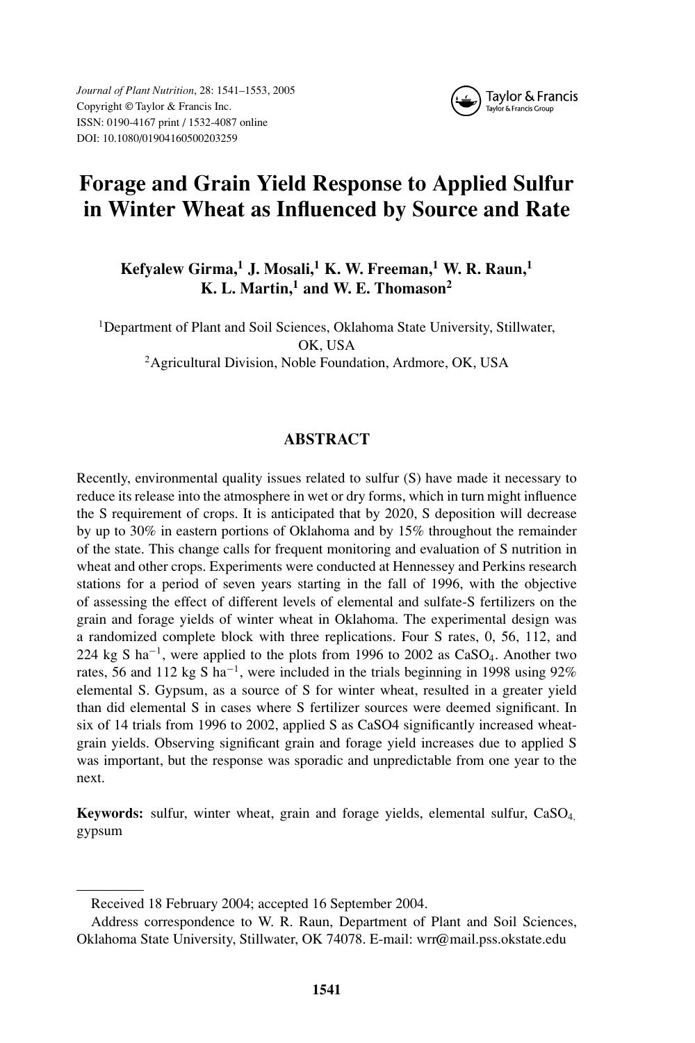# Forage and Grain Yield Response to Applied Sulfur in Winter Wheat as Influenced by Source and Rate

**Kefyalew Girma,[1] J. Mosali,[1] K. W. Freeman,[1] W. R. Raun,[1] K. L. Martin,[1] and W. E. Thomason[2]**

[1]Department of Plant and Soil Sciences, Oklahoma State University, Stillwater, OK, USA

[2]Agricultural Division, Noble Foundation, Ardmore, OK, USA

## ABSTRACT

Recently, environmental quality issues related to sulfur (S) have made it necessary to reduce its release into the atmosphere in wet or dry forms, which in turn might influence the S requirement of crops. It is anticipated that by 2020, S deposition will decrease by up to 30% in eastern portions of Oklahoma and by 15% throughout the remainder of the state. This change calls for frequent monitoring and evaluation of S nutrition in wheat and other crops. Experiments were conducted at Hennessey and Perkins research stations for a period of seven years starting in the fall of 1996, with the objective of assessing the effect of different levels of elemental and sulfate-S fertilizers on the grain and forage yields of winter wheat in Oklahoma. The experimental design was a randomized complete block with three replications. Four S rates, 0, 56, 112, and 224 kg S $ha^{-1}$, were applied to the plots from 1996 to 2002 as $CaSO_4$. Another two rates, 56 and 112 kg S $ha^{-1}$, were included in the trials beginning in 1998 using 92% elemental S. Gypsum, as a source of S for winter wheat, resulted in a greater yield than did elemental S in cases where S fertilizer sources were deemed significant. In six of 14 trials from 1996 to 2002, applied S as $CaSO_4$ significantly increased wheat-grain yields. Observing significant grain and forage yield increases due to applied S was important, but the response was sporadic and unpredictable from one year to the next.

**Keywords:** sulfur, winter wheat, grain and forage yields, elemental sulfur, $CaSO_4$, gypsum

---

Received 18 February 2004; accepted 16 September 2004.

Address correspondence to W. R. Raun, Department of Plant and Soil Sciences, Oklahoma State University, Stillwater, OK 74078. E-mail: wrr@mail.pss.okstate.edu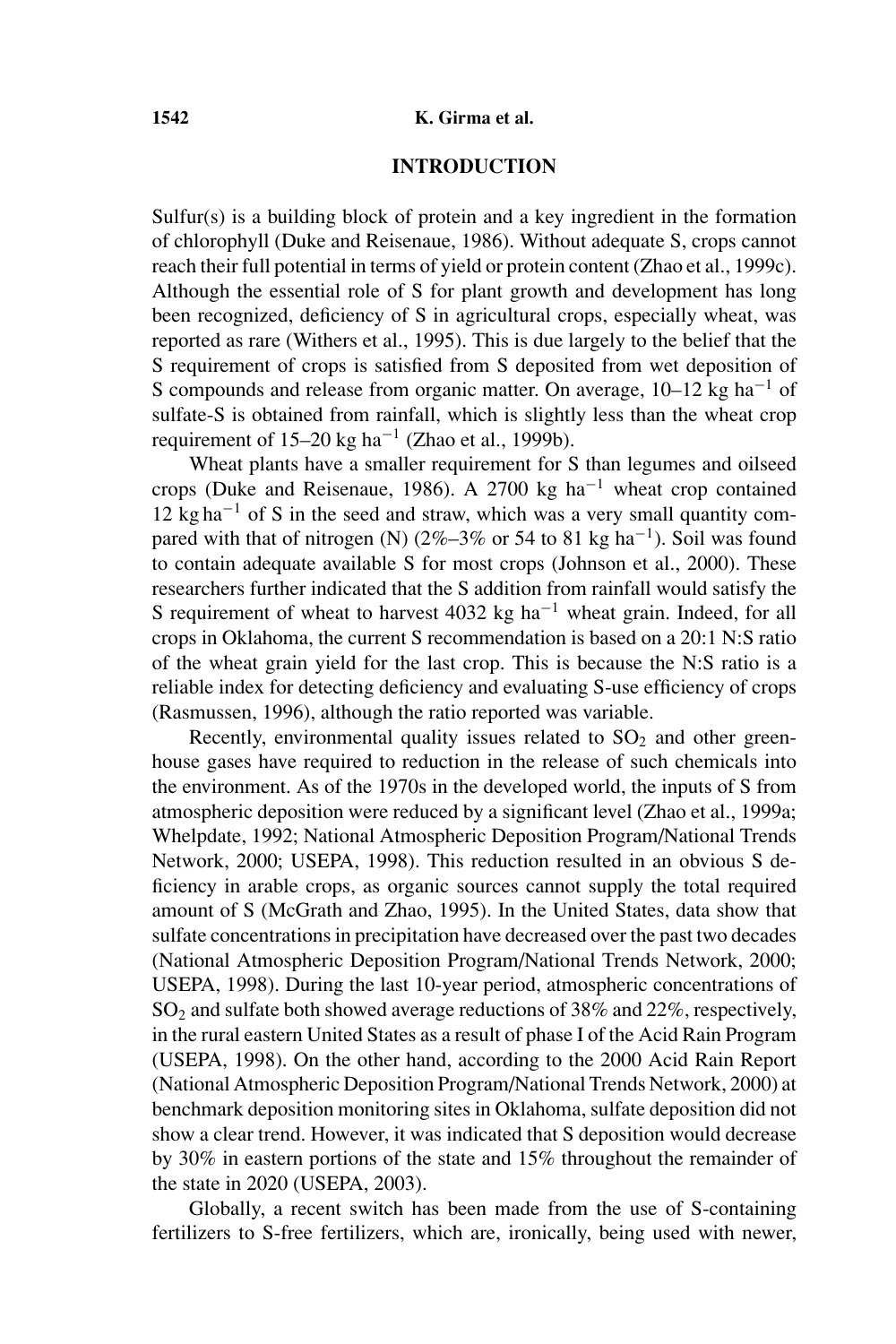## INTRODUCTION

Sulfur(s) is a building block of protein and a key ingredient in the formation of chlorophyll (Duke and Reisenaue, 1986). Without adequate S, crops cannot reach their full potential in terms of yield or protein content (Zhao et al., 1999c). Although the essential role of S for plant growth and development has long been recognized, deficiency of S in agricultural crops, especially wheat, was reported as rare (Withers et al., 1995). This is due largely to the belief that the S requirement of crops is satisfied from S deposited from wet deposition of S compounds and release from organic matter. On average, 10–12 kg $ha^{-1}$ of sulfate-S is obtained from rainfall, which is slightly less than the wheat crop requirement of 15–20 kg $ha^{-1}$ (Zhao et al., 1999b).

Wheat plants have a smaller requirement for S than legumes and oilseed crops (Duke and Reisenaue, 1986). A 2700 kg $ha^{-1}$ wheat crop contained 12 kg $ha^{-1}$ of S in the seed and straw, which was a very small quantity compared with that of nitrogen (N) (2%–3% or 54 to 81 kg $ha^{-1}$). Soil was found to contain adequate available S for most crops (Johnson et al., 2000). These researchers further indicated that the S addition from rainfall would satisfy the S requirement of wheat to harvest 4032 kg $ha^{-1}$ wheat grain. Indeed, for all crops in Oklahoma, the current S recommendation is based on a 20:1 N:S ratio of the wheat grain yield for the last crop. This is because the N:S ratio is a reliable index for detecting deficiency and evaluating S-use efficiency of crops (Rasmussen, 1996), although the ratio reported was variable.

Recently, environmental quality issues related to $SO_2$ and other greenhouse gases have required to reduction in the release of such chemicals into the environment. As of the 1970s in the developed world, the inputs of S from atmospheric deposition were reduced by a significant level (Zhao et al., 1999a; Whelpdate, 1992; National Atmospheric Deposition Program/National Trends Network, 2000; USEPA, 1998). This reduction resulted in an obvious S deficiency in arable crops, as organic sources cannot supply the total required amount of S (McGrath and Zhao, 1995). In the United States, data show that sulfate concentrations in precipitation have decreased over the past two decades (National Atmospheric Deposition Program/National Trends Network, 2000; USEPA, 1998). During the last 10-year period, atmospheric concentrations of $SO_2$ and sulfate both showed average reductions of 38% and 22%, respectively, in the rural eastern United States as a result of phase I of the Acid Rain Program (USEPA, 1998). On the other hand, according to the 2000 Acid Rain Report (National Atmospheric Deposition Program/National Trends Network, 2000) at benchmark deposition monitoring sites in Oklahoma, sulfate deposition did not show a clear trend. However, it was indicated that S deposition would decrease by 30% in eastern portions of the state and 15% throughout the remainder of the state in 2020 (USEPA, 2003).

Globally, a recent switch has been made from the use of S-containing fertilizers to S-free fertilizers, which are, ironically, being used with newer,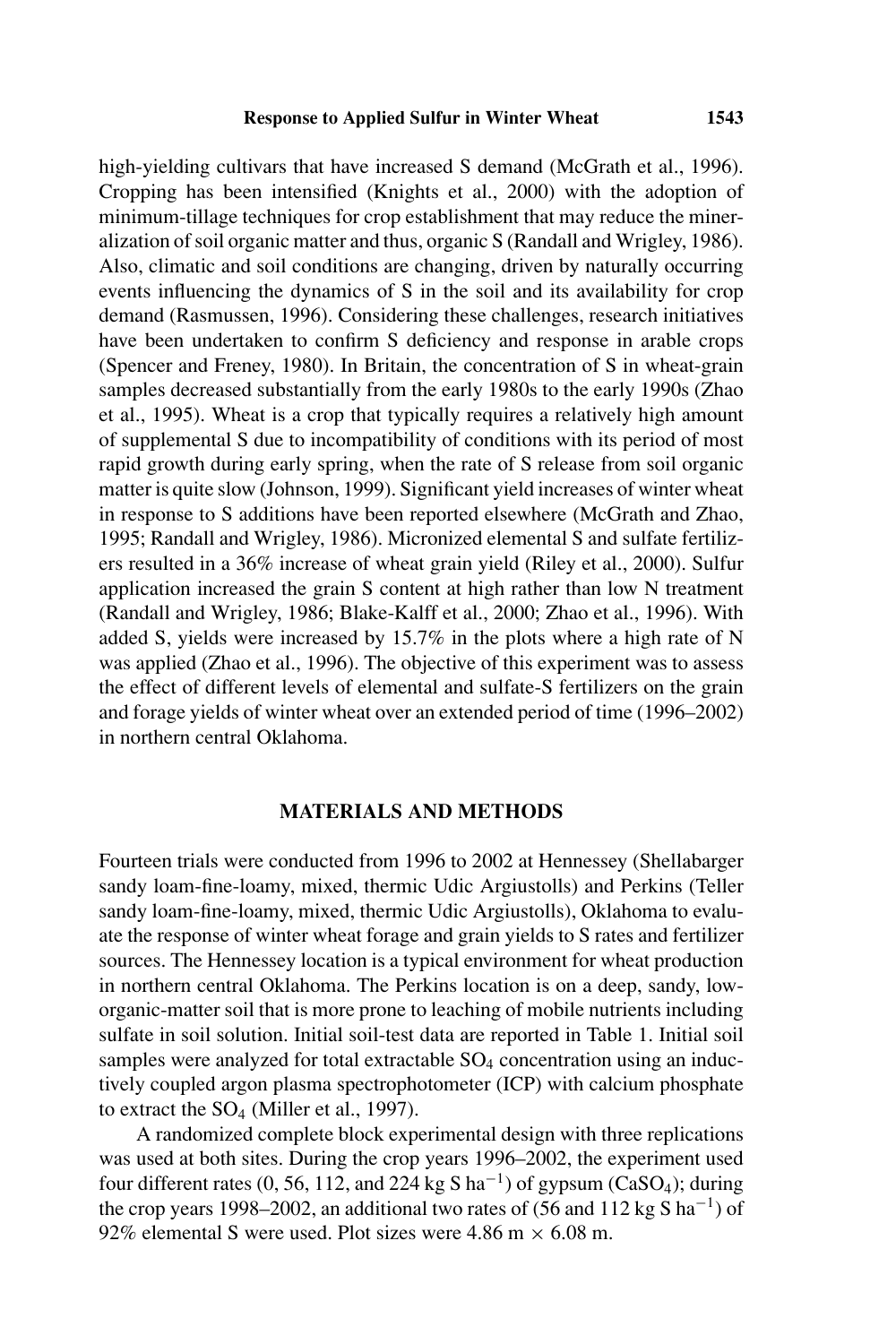high-yielding cultivars that have increased S demand (McGrath et al., 1996). Cropping has been intensified (Knights et al., 2000) with the adoption of minimum-tillage techniques for crop establishment that may reduce the mineralization of soil organic matter and thus, organic S (Randall and Wrigley, 1986). Also, climatic and soil conditions are changing, driven by naturally occurring events influencing the dynamics of S in the soil and its availability for crop demand (Rasmussen, 1996). Considering these challenges, research initiatives have been undertaken to confirm S deficiency and response in arable crops (Spencer and Freney, 1980). In Britain, the concentration of S in wheat-grain samples decreased substantially from the early 1980s to the early 1990s (Zhao et al., 1995). Wheat is a crop that typically requires a relatively high amount of supplemental S due to incompatibility of conditions with its period of most rapid growth during early spring, when the rate of S release from soil organic matter is quite slow (Johnson, 1999). Significant yield increases of winter wheat in response to S additions have been reported elsewhere (McGrath and Zhao, 1995; Randall and Wrigley, 1986). Micronized elemental S and sulfate fertilizers resulted in a 36% increase of wheat grain yield (Riley et al., 2000). Sulfur application increased the grain S content at high rather than low N treatment (Randall and Wrigley, 1986; Blake-Kalff et al., 2000; Zhao et al., 1996). With added S, yields were increased by 15.7% in the plots where a high rate of N was applied (Zhao et al., 1996). The objective of this experiment was to assess the effect of different levels of elemental and sulfate-S fertilizers on the grain and forage yields of winter wheat over an extended period of time (1996–2002) in northern central Oklahoma.

## MATERIALS AND METHODS

Fourteen trials were conducted from 1996 to 2002 at Hennessey (Shellabarger sandy loam-fine-loamy, mixed, thermic Udic Argiustolls) and Perkins (Teller sandy loam-fine-loamy, mixed, thermic Udic Argiustolls), Oklahoma to evaluate the response of winter wheat forage and grain yields to S rates and fertilizer sources. The Hennessey location is a typical environment for wheat production in northern central Oklahoma. The Perkins location is on a deep, sandy, low-organic-matter soil that is more prone to leaching of mobile nutrients including sulfate in soil solution. Initial soil-test data are reported in Table 1. Initial soil samples were analyzed for total extractable $SO_4$ concentration using an inductively coupled argon plasma spectrophotometer (ICP) with calcium phosphate to extract the $SO_4$ (Miller et al., 1997).

A randomized complete block experimental design with three replications was used at both sites. During the crop years 1996–2002, the experiment used four different rates (0, 56, 112, and 224 kg S $ha^{-1}$) of gypsum ($CaSO_4$); during the crop years 1998–2002, an additional two rates of (56 and 112 kg S $ha^{-1}$) of 92% elemental S were used. Plot sizes were 4.86 m $\times$ 6.08 m.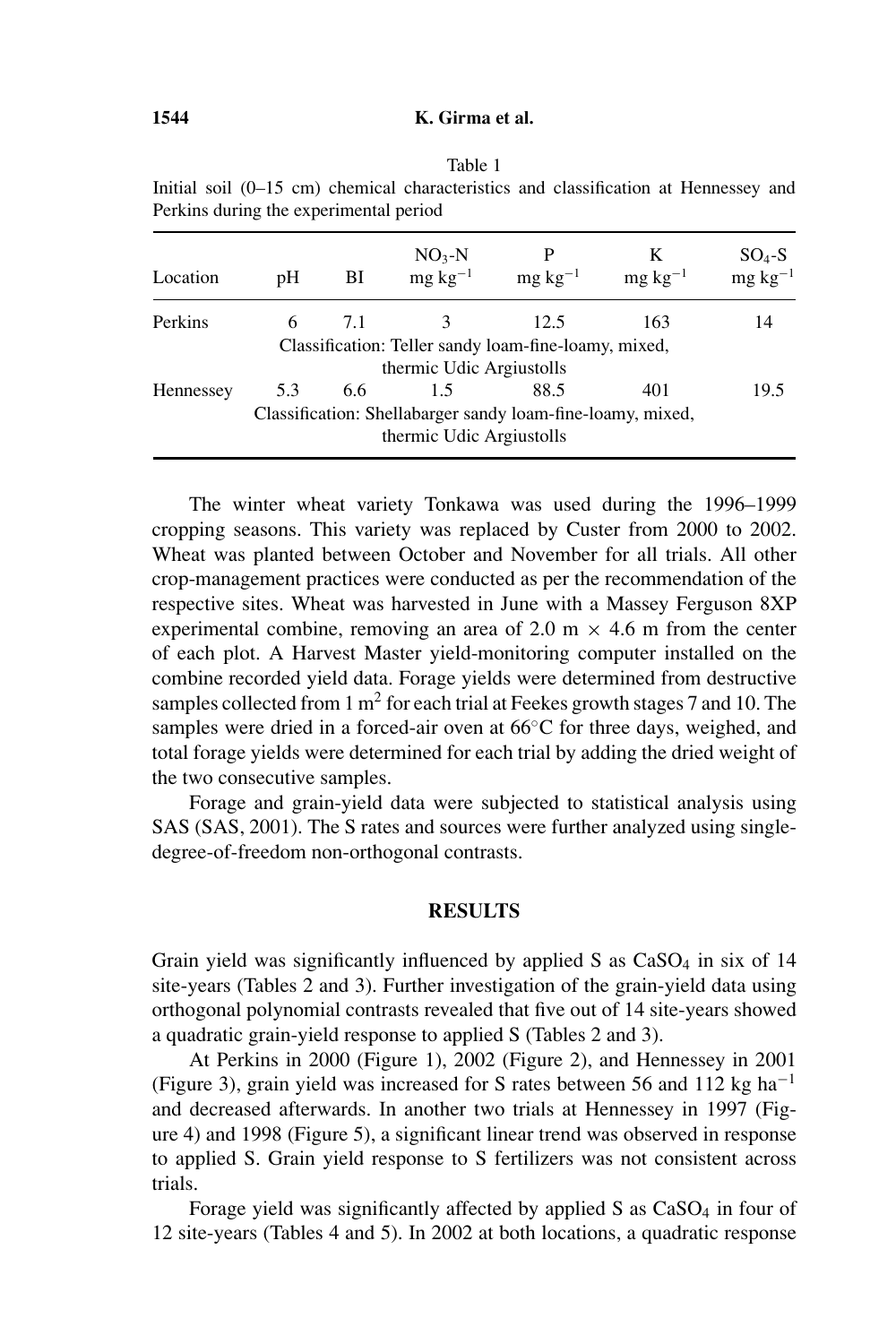Table 1
Initial soil (0–15 cm) chemical characteristics and classification at Hennessey and Perkins during the experimental period

| Location | pH | BI | $NO_3$-N mg kg$^{-1}$ | P mg kg$^{-1}$ | K mg kg$^{-1}$ | $SO_4$-S mg kg$^{-1}$ |
|---|---|---|---|---|---|---|
| Perkins | 6 | 7.1 | 3 | 12.5 | 163 | 14 |
| Classification: Teller sandy loam-fine-loamy, mixed, thermic Udic Argiustolls | | | | | | |
| Hennessey | 5.3 | 6.6 | 1.5 | 88.5 | 401 | 19.5 |
| Classification: Shellabarger sandy loam-fine-loamy, mixed, thermic Udic Argiustolls | | | | | | |

The winter wheat variety Tonkawa was used during the 1996–1999 cropping seasons. This variety was replaced by Custer from 2000 to 2002. Wheat was planted between October and November for all trials. All other crop-management practices were conducted as per the recommendation of the respective sites. Wheat was harvested in June with a Massey Ferguson 8XP experimental combine, removing an area of 2.0 m × 4.6 m from the center of each plot. A Harvest Master yield-monitoring computer installed on the combine recorded yield data. Forage yields were determined from destructive samples collected from 1 m$^2$ for each trial at Feekes growth stages 7 and 10. The samples were dried in a forced-air oven at 66°C for three days, weighed, and total forage yields were determined for each trial by adding the dried weight of the two consecutive samples.

Forage and grain-yield data were subjected to statistical analysis using SAS (SAS, 2001). The S rates and sources were further analyzed using single-degree-of-freedom non-orthogonal contrasts.

## RESULTS

Grain yield was significantly influenced by applied S as $CaSO_4$ in six of 14 site-years (Tables 2 and 3). Further investigation of the grain-yield data using orthogonal polynomial contrasts revealed that five out of 14 site-years showed a quadratic grain-yield response to applied S (Tables 2 and 3).

At Perkins in 2000 (Figure 1), 2002 (Figure 2), and Hennessey in 2001 (Figure 3), grain yield was increased for S rates between 56 and 112 kg ha$^{-1}$ and decreased afterwards. In another two trials at Hennessey in 1997 (Figure 4) and 1998 (Figure 5), a significant linear trend was observed in response to applied S. Grain yield response to S fertilizers was not consistent across trials.

Forage yield was significantly affected by applied S as $CaSO_4$ in four of 12 site-years (Tables 4 and 5). In 2002 at both locations, a quadratic response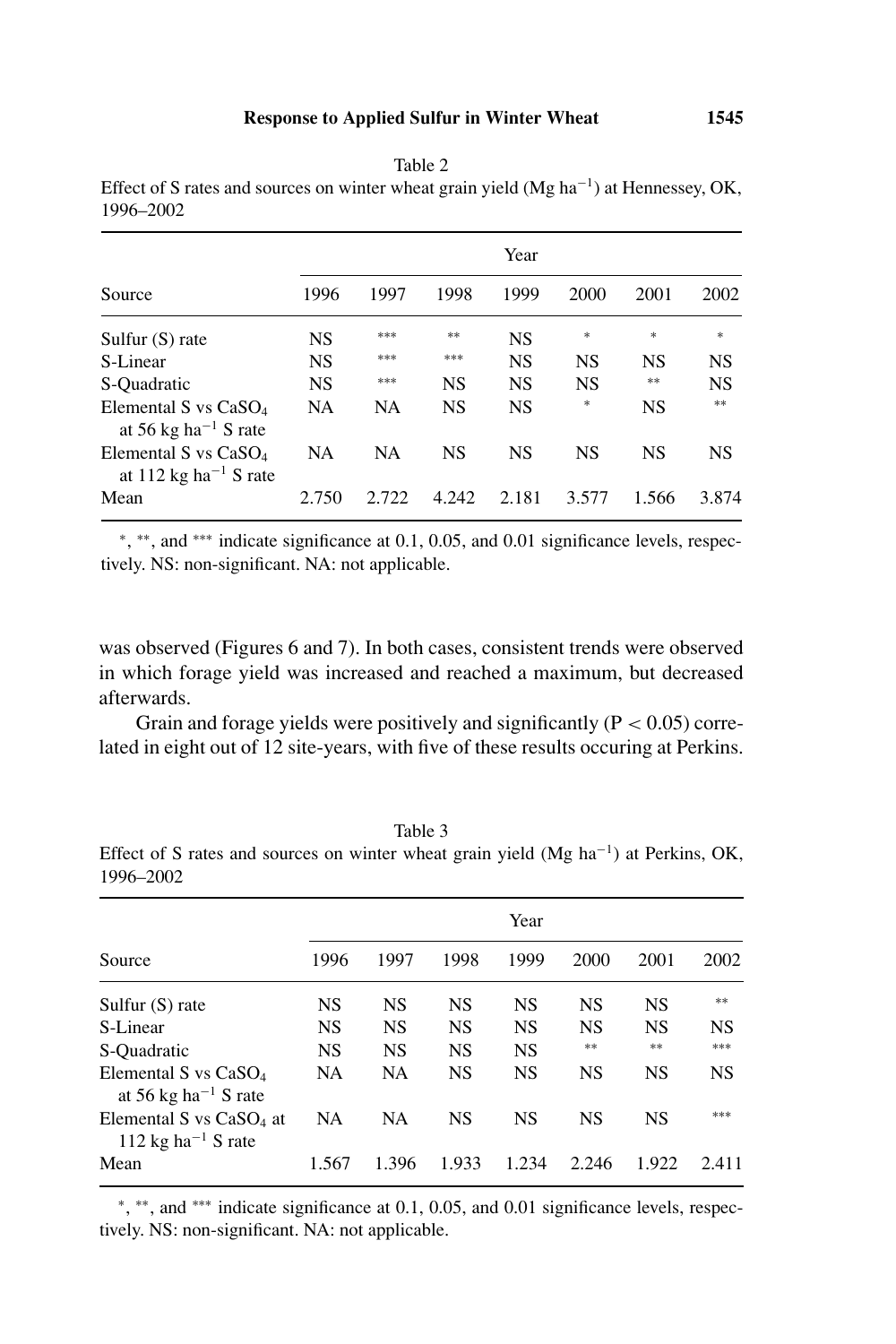Table 2
Effect of S rates and sources on winter wheat grain yield (Mg ha$^{-1}$) at Hennessey, OK, 1996–2002

| | Year | | | | | | |
|---|---|---|---|---|---|---|---|
| Source | 1996 | 1997 | 1998 | 1999 | 2000 | 2001 | 2002 |
| Sulfur (S) rate | NS | *** | ** | NS | * | * | * |
| S-Linear | NS | *** | *** | NS | NS | NS | NS |
| S-Quadratic | NS | *** | NS | NS | NS | ** | NS |
| Elemental S vs $CaSO_4$ at 56 kg ha$^{-1}$ S rate | NA | NA | NS | NS | * | NS | ** |
| Elemental S vs $CaSO_4$ at 112 kg ha$^{-1}$ S rate | NA | NA | NS | NS | NS | NS | NS |
| Mean | 2.750 | 2.722 | 4.242 | 2.181 | 3.577 | 1.566 | 3.874 |

*, **, and *** indicate significance at 0.1, 0.05, and 0.01 significance levels, respectively. NS: non-significant. NA: not applicable.

was observed (Figures 6 and 7). In both cases, consistent trends were observed in which forage yield was increased and reached a maximum, but decreased afterwards.

Grain and forage yields were positively and significantly ($P < 0.05$) correlated in eight out of 12 site-years, with five of these results occuring at Perkins.

Table 3
Effect of S rates and sources on winter wheat grain yield (Mg ha$^{-1}$) at Perkins, OK, 1996–2002

| | Year | | | | | | |
|---|---|---|---|---|---|---|---|
| Source | 1996 | 1997 | 1998 | 1999 | 2000 | 2001 | 2002 |
| Sulfur (S) rate | NS | NS | NS | NS | NS | NS | ** |
| S-Linear | NS | NS | NS | NS | NS | NS | NS |
| S-Quadratic | NS | NS | NS | NS | ** | ** | *** |
| Elemental S vs $CaSO_4$ at 56 kg ha$^{-1}$ S rate | NA | NA | NS | NS | NS | NS | NS |
| Elemental S vs $CaSO_4$ at 112 kg ha$^{-1}$ S rate | NA | NA | NS | NS | NS | NS | *** |
| Mean | 1.567 | 1.396 | 1.933 | 1.234 | 2.246 | 1.922 | 2.411 |

*, **, and *** indicate significance at 0.1, 0.05, and 0.01 significance levels, respectively. NS: non-significant. NA: not applicable.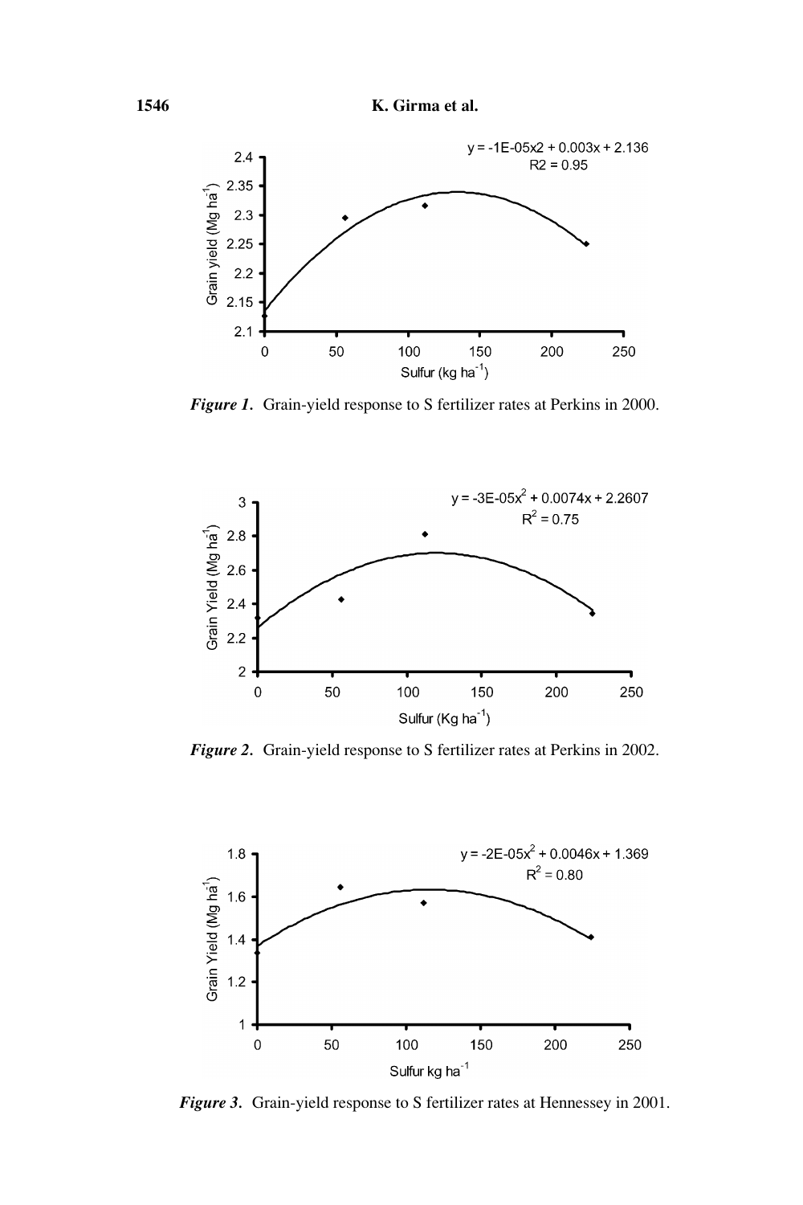*Figure 1*. Grain-yield response to S fertilizer rates at Perkins in 2000.

*Figure 2*. Grain-yield response to S fertilizer rates at Perkins in 2002.

*Figure 3*. Grain-yield response to S fertilizer rates at Hennessey in 2001.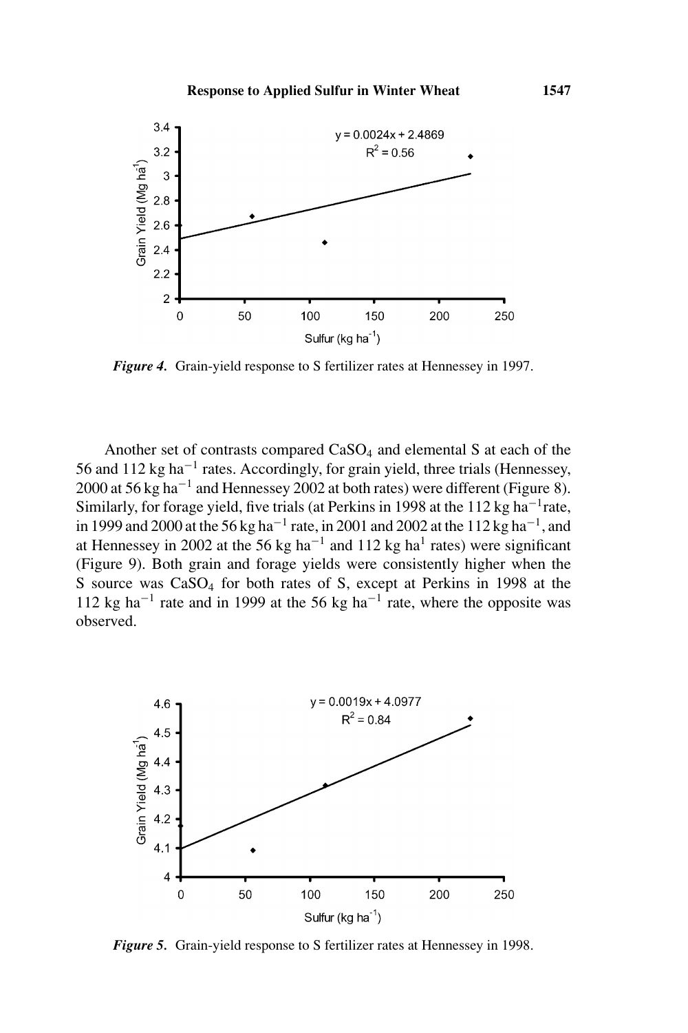Figure 4. Grain-yield response to S fertilizer rates at Hennessey in 1997.

Another set of contrasts compared $CaSO_4$ and elemental S at each of the 56 and 112 kg ha$^{-1}$ rates. Accordingly, for grain yield, three trials (Hennessey, 2000 at 56 kg ha$^{-1}$ and Hennessey 2002 at both rates) were different (Figure 8). Similarly, for forage yield, five trials (at Perkins in 1998 at the 112 kg ha$^{-1}$rate, in 1999 and 2000 at the 56 kg ha$^{-1}$ rate, in 2001 and 2002 at the 112 kg ha$^{-1}$, and at Hennessey in 2002 at the 56 kg ha$^{-1}$ and 112 kg ha$^{1}$ rates) were significant (Figure 9). Both grain and forage yields were consistently higher when the S source was $CaSO_4$ for both rates of S, except at Perkins in 1998 at the 112 kg ha$^{-1}$ rate and in 1999 at the 56 kg ha$^{-1}$ rate, where the opposite was observed.

Figure 5. Grain-yield response to S fertilizer rates at Hennessey in 1998.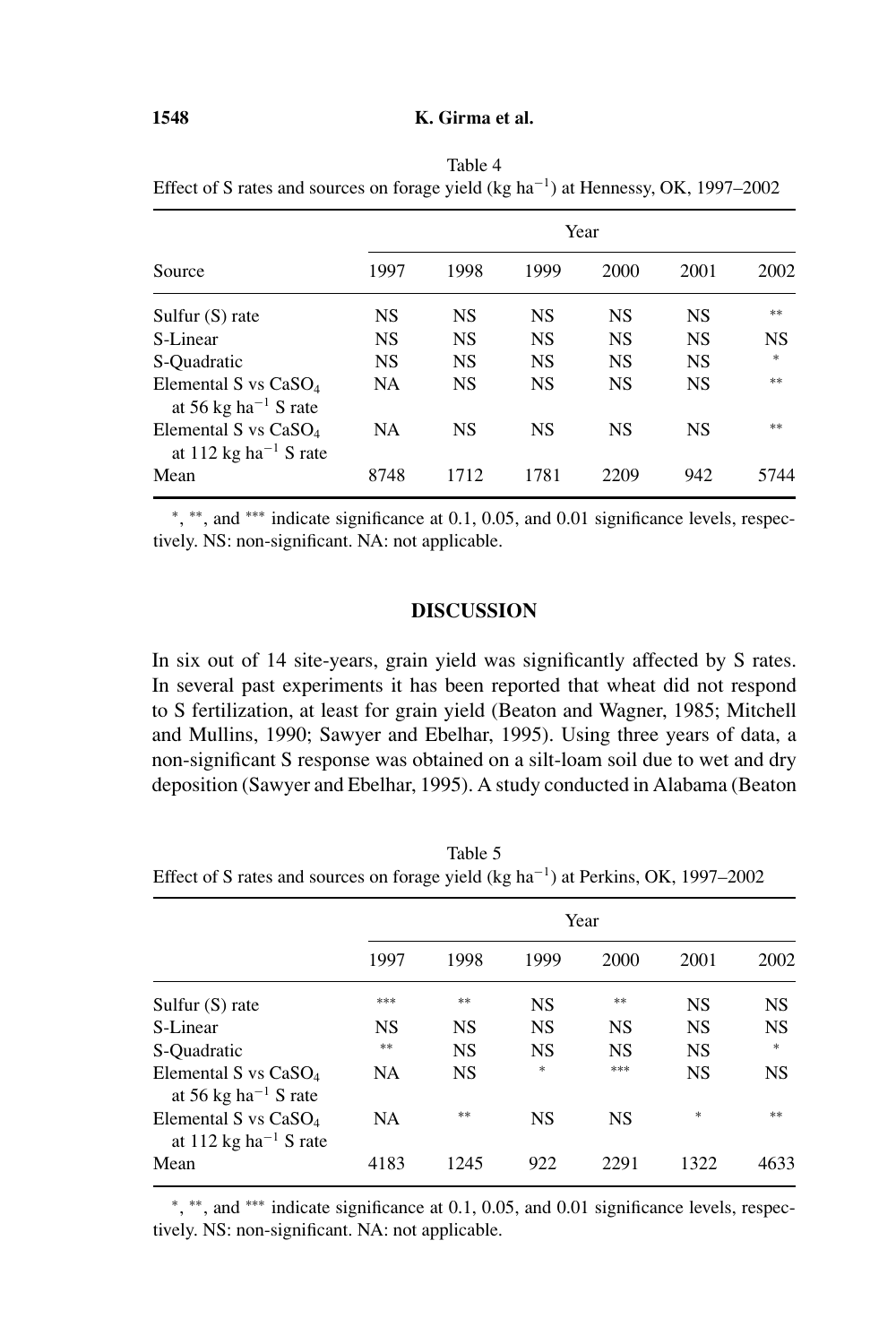Table 4
Effect of S rates and sources on forage yield (kg $ha^{-1}$) at Hennessy, OK, 1997–2002

| Source | Year | | | | | |
|---|---|---|---|---|---|---|
| | 1997 | 1998 | 1999 | 2000 | 2001 | 2002 |
| Sulfur (S) rate | NS | NS | NS | NS | NS | ** |
| S-Linear | NS | NS | NS | NS | NS | NS |
| S-Quadratic | NS | NS | NS | NS | NS | * |
| Elemental S vs $CaSO_4$ at 56 kg $ha^{-1}$ S rate | NA | NS | NS | NS | NS | ** |
| Elemental S vs $CaSO_4$ at 112 kg $ha^{-1}$ S rate | NA | NS | NS | NS | NS | ** |
| Mean | 8748 | 1712 | 1781 | 2209 | 942 | 5744 |

*, **, and *** indicate significance at 0.1, 0.05, and 0.01 significance levels, respectively. NS: non-significant. NA: not applicable.

## DISCUSSION

In six out of 14 site-years, grain yield was significantly affected by S rates. In several past experiments it has been reported that wheat did not respond to S fertilization, at least for grain yield (Beaton and Wagner, 1985; Mitchell and Mullins, 1990; Sawyer and Ebelhar, 1995). Using three years of data, a non-significant S response was obtained on a silt-loam soil due to wet and dry deposition (Sawyer and Ebelhar, 1995). A study conducted in Alabama (Beaton

Table 5
Effect of S rates and sources on forage yield (kg $ha^{-1}$) at Perkins, OK, 1997–2002

| | Year | | | | | |
|---|---|---|---|---|---|---|
| | 1997 | 1998 | 1999 | 2000 | 2001 | 2002 |
| Sulfur (S) rate | *** | ** | NS | ** | NS | NS |
| S-Linear | NS | NS | NS | NS | NS | NS |
| S-Quadratic | ** | NS | NS | NS | NS | * |
| Elemental S vs $CaSO_4$ at 56 kg $ha^{-1}$ S rate | NA | NS | * | *** | NS | NS |
| Elemental S vs $CaSO_4$ at 112 kg $ha^{-1}$ S rate | NA | ** | NS | NS | * | ** |
| Mean | 4183 | 1245 | 922 | 2291 | 1322 | 4633 |

*, **, and *** indicate significance at 0.1, 0.05, and 0.01 significance levels, respectively. NS: non-significant. NA: not applicable.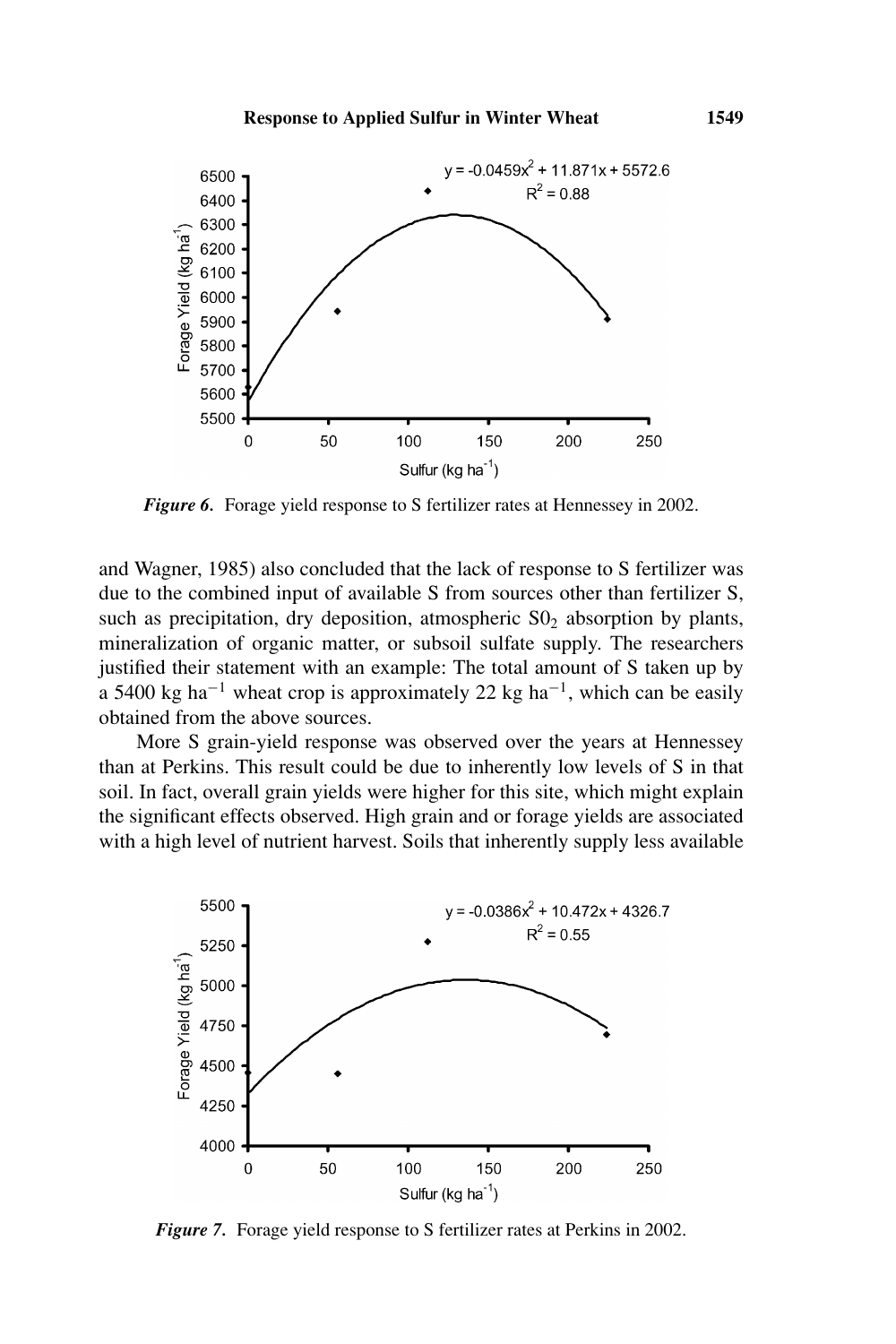*Figure 6*. Forage yield response to S fertilizer rates at Hennessey in 2002.

and Wagner, 1985) also concluded that the lack of response to S fertilizer was due to the combined input of available S from sources other than fertilizer S, such as precipitation, dry deposition, atmospheric $S0_2$ absorption by plants, mineralization of organic matter, or subsoil sulfate supply. The researchers justified their statement with an example: The total amount of S taken up by a 5400 kg ha$^{-1}$ wheat crop is approximately 22 kg ha$^{-1}$, which can be easily obtained from the above sources.

More S grain-yield response was observed over the years at Hennessey than at Perkins. This result could be due to inherently low levels of S in that soil. In fact, overall grain yields were higher for this site, which might explain the significant effects observed. High grain and or forage yields are associated with a high level of nutrient harvest. Soils that inherently supply less available

*Figure 7*. Forage yield response to S fertilizer rates at Perkins in 2002.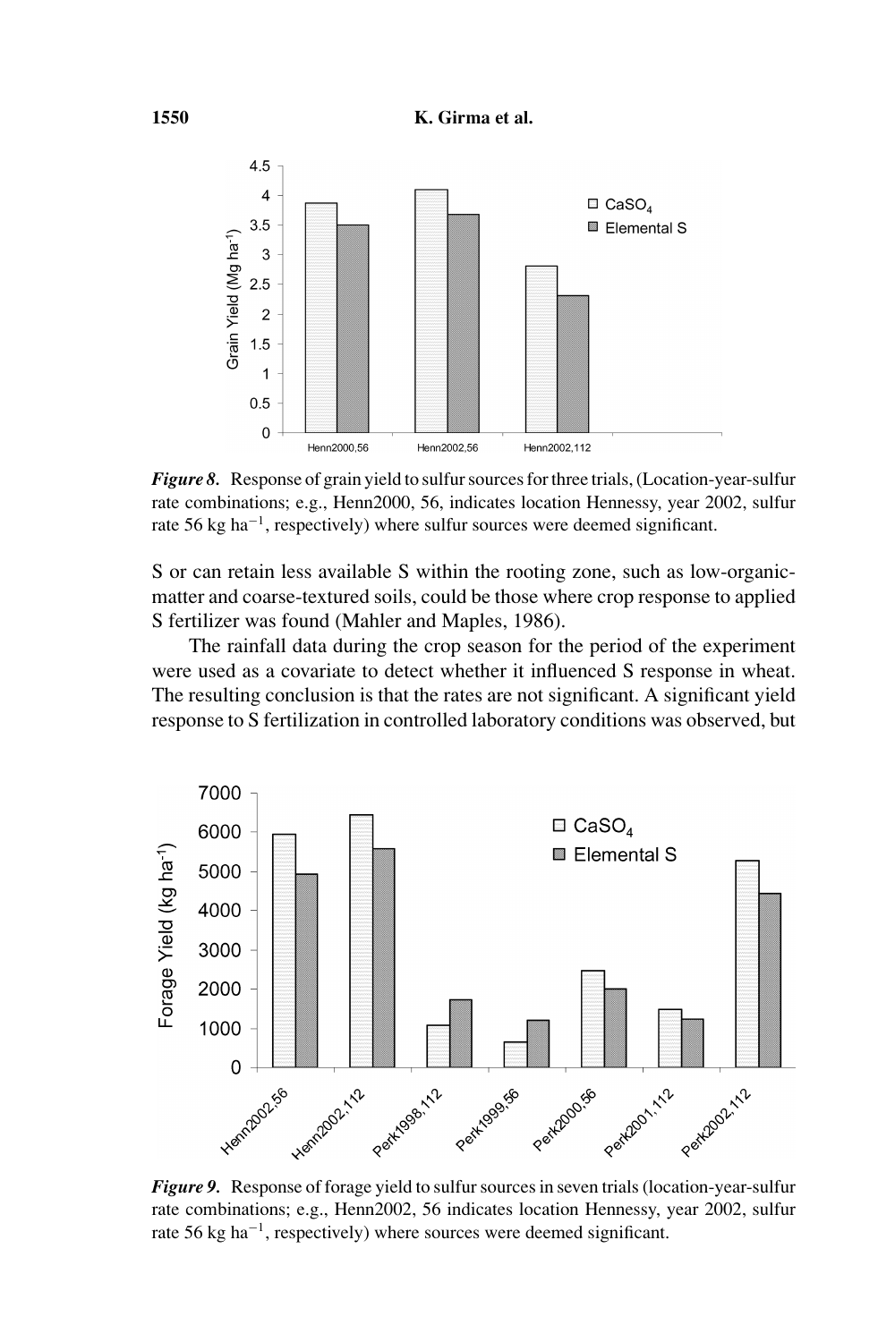*Figure 8.* Response of grain yield to sulfur sources for three trials, (Location-year-sulfur rate combinations; e.g., Henn2000, 56, indicates location Hennessy, year 2002, sulfur rate 56 kg ha$^{-1}$, respectively) where sulfur sources were deemed significant.

S or can retain less available S within the rooting zone, such as low-organic-matter and coarse-textured soils, could be those where crop response to applied S fertilizer was found (Mahler and Maples, 1986).

The rainfall data during the crop season for the period of the experiment were used as a covariate to detect whether it influenced S response in wheat. The resulting conclusion is that the rates are not significant. A significant yield response to S fertilization in controlled laboratory conditions was observed, but

*Figure 9.* Response of forage yield to sulfur sources in seven trials (location-year-sulfur rate combinations; e.g., Henn2002, 56 indicates location Hennessy, year 2002, sulfur rate 56 kg ha$^{-1}$, respectively) where sources were deemed significant.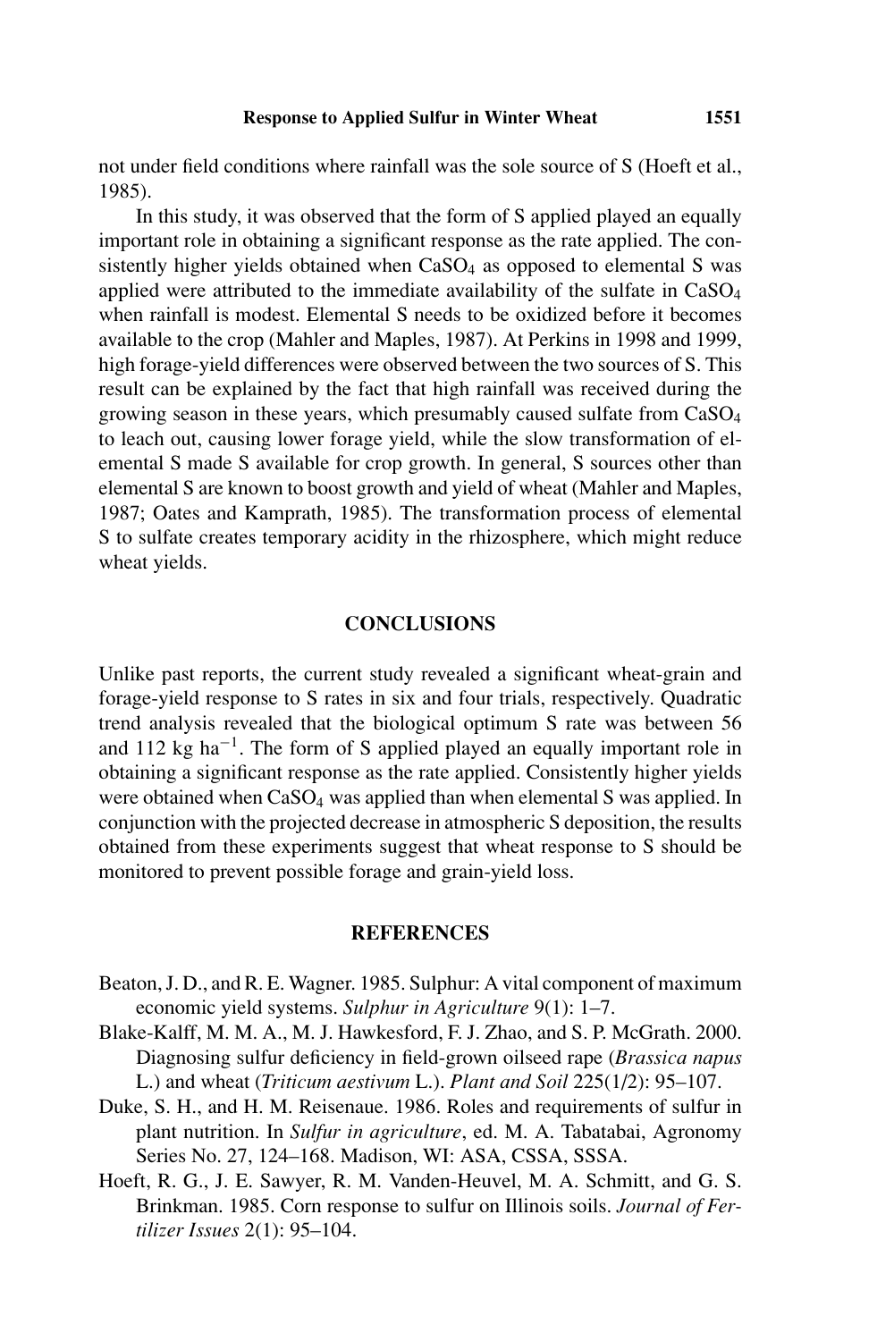not under field conditions where rainfall was the sole source of S (Hoeft et al., 1985).

In this study, it was observed that the form of S applied played an equally important role in obtaining a significant response as the rate applied. The consistently higher yields obtained when $CaSO_4$ as opposed to elemental S was applied were attributed to the immediate availability of the sulfate in $CaSO_4$ when rainfall is modest. Elemental S needs to be oxidized before it becomes available to the crop (Mahler and Maples, 1987). At Perkins in 1998 and 1999, high forage-yield differences were observed between the two sources of S. This result can be explained by the fact that high rainfall was received during the growing season in these years, which presumably caused sulfate from $CaSO_4$ to leach out, causing lower forage yield, while the slow transformation of elemental S made S available for crop growth. In general, S sources other than elemental S are known to boost growth and yield of wheat (Mahler and Maples, 1987; Oates and Kamprath, 1985). The transformation process of elemental S to sulfate creates temporary acidity in the rhizosphere, which might reduce wheat yields.

## CONCLUSIONS

Unlike past reports, the current study revealed a significant wheat-grain and forage-yield response to S rates in six and four trials, respectively. Quadratic trend analysis revealed that the biological optimum S rate was between 56 and 112 kg $ha^{-1}$. The form of S applied played an equally important role in obtaining a significant response as the rate applied. Consistently higher yields were obtained when $CaSO_4$ was applied than when elemental S was applied. In conjunction with the projected decrease in atmospheric S deposition, the results obtained from these experiments suggest that wheat response to S should be monitored to prevent possible forage and grain-yield loss.

## REFERENCES

Beaton, J. D., and R. E. Wagner. 1985. Sulphur: A vital component of maximum economic yield systems. *Sulphur in Agriculture* 9(1): 1–7.

Blake-Kalff, M. M. A., M. J. Hawkesford, F. J. Zhao, and S. P. McGrath. 2000. Diagnosing sulfur deficiency in field-grown oilseed rape (*Brassica napus* L.) and wheat (*Triticum aestivum* L.). *Plant and Soil* 225(1/2): 95–107.

Duke, S. H., and H. M. Reisenaue. 1986. Roles and requirements of sulfur in plant nutrition. In *Sulfur in agriculture*, ed. M. A. Tabatabai, Agronomy Series No. 27, 124–168. Madison, WI: ASA, CSSA, SSSA.

Hoeft, R. G., J. E. Sawyer, R. M. Vanden-Heuvel, M. A. Schmitt, and G. S. Brinkman. 1985. Corn response to sulfur on Illinois soils. *Journal of Fertilizer Issues* 2(1): 95–104.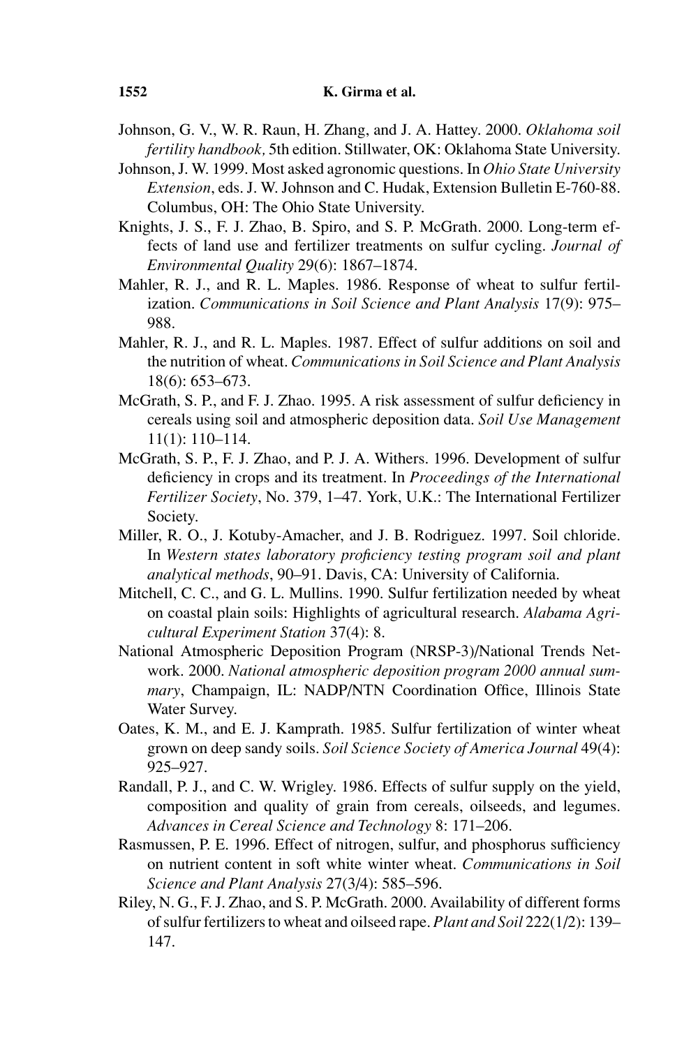Johnson, G. V., W. R. Raun, H. Zhang, and J. A. Hattey. 2000. *Oklahoma soil fertility handbook*, 5th edition. Stillwater, OK: Oklahoma State University.

Johnson, J. W. 1999. Most asked agronomic questions. In *Ohio State University Extension*, eds. J. W. Johnson and C. Hudak, Extension Bulletin E-760-88. Columbus, OH: The Ohio State University.

Knights, J. S., F. J. Zhao, B. Spiro, and S. P. McGrath. 2000. Long-term effects of land use and fertilizer treatments on sulfur cycling. *Journal of Environmental Quality* 29(6): 1867–1874.

Mahler, R. J., and R. L. Maples. 1986. Response of wheat to sulfur fertilization. *Communications in Soil Science and Plant Analysis* 17(9): 975–988.

Mahler, R. J., and R. L. Maples. 1987. Effect of sulfur additions on soil and the nutrition of wheat. *Communications in Soil Science and Plant Analysis* 18(6): 653–673.

McGrath, S. P., and F. J. Zhao. 1995. A risk assessment of sulfur deficiency in cereals using soil and atmospheric deposition data. *Soil Use Management* 11(1): 110–114.

McGrath, S. P., F. J. Zhao, and P. J. A. Withers. 1996. Development of sulfur deficiency in crops and its treatment. In *Proceedings of the International Fertilizer Society*, No. 379, 1–47. York, U.K.: The International Fertilizer Society.

Miller, R. O., J. Kotuby-Amacher, and J. B. Rodriguez. 1997. Soil chloride. In *Western states laboratory proficiency testing program soil and plant analytical methods*, 90–91. Davis, CA: University of California.

Mitchell, C. C., and G. L. Mullins. 1990. Sulfur fertilization needed by wheat on coastal plain soils: Highlights of agricultural research. *Alabama Agricultural Experiment Station* 37(4): 8.

National Atmospheric Deposition Program (NRSP-3)/National Trends Network. 2000. *National atmospheric deposition program 2000 annual summary*, Champaign, IL: NADP/NTN Coordination Office, Illinois State Water Survey.

Oates, K. M., and E. J. Kamprath. 1985. Sulfur fertilization of winter wheat grown on deep sandy soils. *Soil Science Society of America Journal* 49(4): 925–927.

Randall, P. J., and C. W. Wrigley. 1986. Effects of sulfur supply on the yield, composition and quality of grain from cereals, oilseeds, and legumes. *Advances in Cereal Science and Technology* 8: 171–206.

Rasmussen, P. E. 1996. Effect of nitrogen, sulfur, and phosphorus sufficiency on nutrient content in soft white winter wheat. *Communications in Soil Science and Plant Analysis* 27(3/4): 585–596.

Riley, N. G., F. J. Zhao, and S. P. McGrath. 2000. Availability of different forms of sulfur fertilizers to wheat and oilseed rape. *Plant and Soil* 222(1/2): 139–147.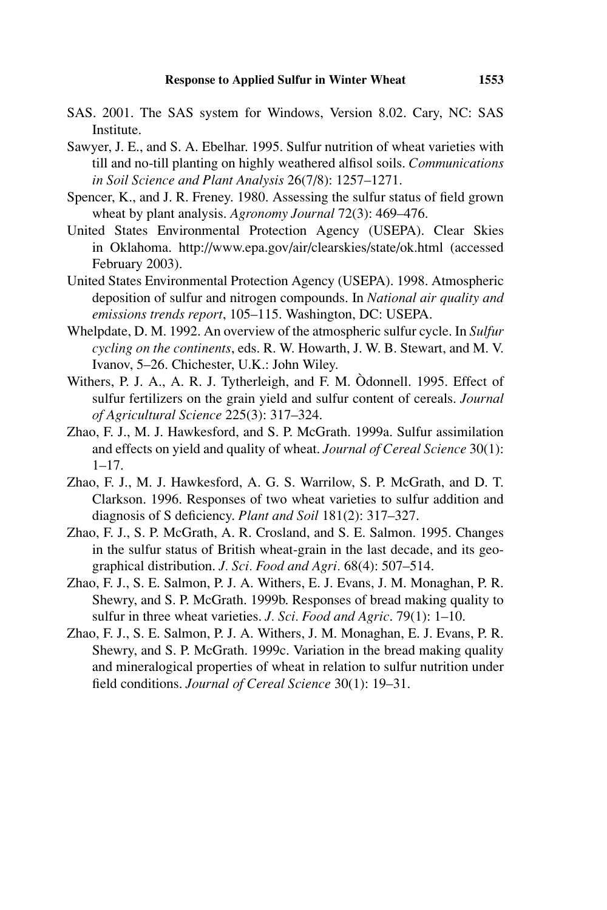SAS. 2001. The SAS system for Windows, Version 8.02. Cary, NC: SAS Institute.

Sawyer, J. E., and S. A. Ebelhar. 1995. Sulfur nutrition of wheat varieties with till and no-till planting on highly weathered alfisol soils. *Communications in Soil Science and Plant Analysis* 26(7/8): 1257–1271.

Spencer, K., and J. R. Freney. 1980. Assessing the sulfur status of field grown wheat by plant analysis. *Agronomy Journal* 72(3): 469–476.

United States Environmental Protection Agency (USEPA). Clear Skies in Oklahoma. http://www.epa.gov/air/clearskies/state/ok.html (accessed February 2003).

United States Environmental Protection Agency (USEPA). 1998. Atmospheric deposition of sulfur and nitrogen compounds. In *National air quality and emissions trends report*, 105–115. Washington, DC: USEPA.

Whelpdate, D. M. 1992. An overview of the atmospheric sulfur cycle. In *Sulfur cycling on the continents*, eds. R. W. Howarth, J. W. B. Stewart, and M. V. Ivanov, 5–26. Chichester, U.K.: John Wiley.

Withers, P. J. A., A. R. J. Tytherleigh, and F. M. Òdonnell. 1995. Effect of sulfur fertilizers on the grain yield and sulfur content of cereals. *Journal of Agricultural Science* 225(3): 317–324.

Zhao, F. J., M. J. Hawkesford, and S. P. McGrath. 1999a. Sulfur assimilation and effects on yield and quality of wheat. *Journal of Cereal Science* 30(1): 1–17.

Zhao, F. J., M. J. Hawkesford, A. G. S. Warrilow, S. P. McGrath, and D. T. Clarkson. 1996. Responses of two wheat varieties to sulfur addition and diagnosis of S deficiency. *Plant and Soil* 181(2): 317–327.

Zhao, F. J., S. P. McGrath, A. R. Crosland, and S. E. Salmon. 1995. Changes in the sulfur status of British wheat-grain in the last decade, and its geographical distribution. *J. Sci. Food and Agri.* 68(4): 507–514.

Zhao, F. J., S. E. Salmon, P. J. A. Withers, E. J. Evans, J. M. Monaghan, P. R. Shewry, and S. P. McGrath. 1999b. Responses of bread making quality to sulfur in three wheat varieties. *J. Sci. Food and Agric.* 79(1): 1–10.

Zhao, F. J., S. E. Salmon, P. J. A. Withers, J. M. Monaghan, E. J. Evans, P. R. Shewry, and S. P. McGrath. 1999c. Variation in the bread making quality and mineralogical properties of wheat in relation to sulfur nutrition under field conditions. *Journal of Cereal Science* 30(1): 19–31.